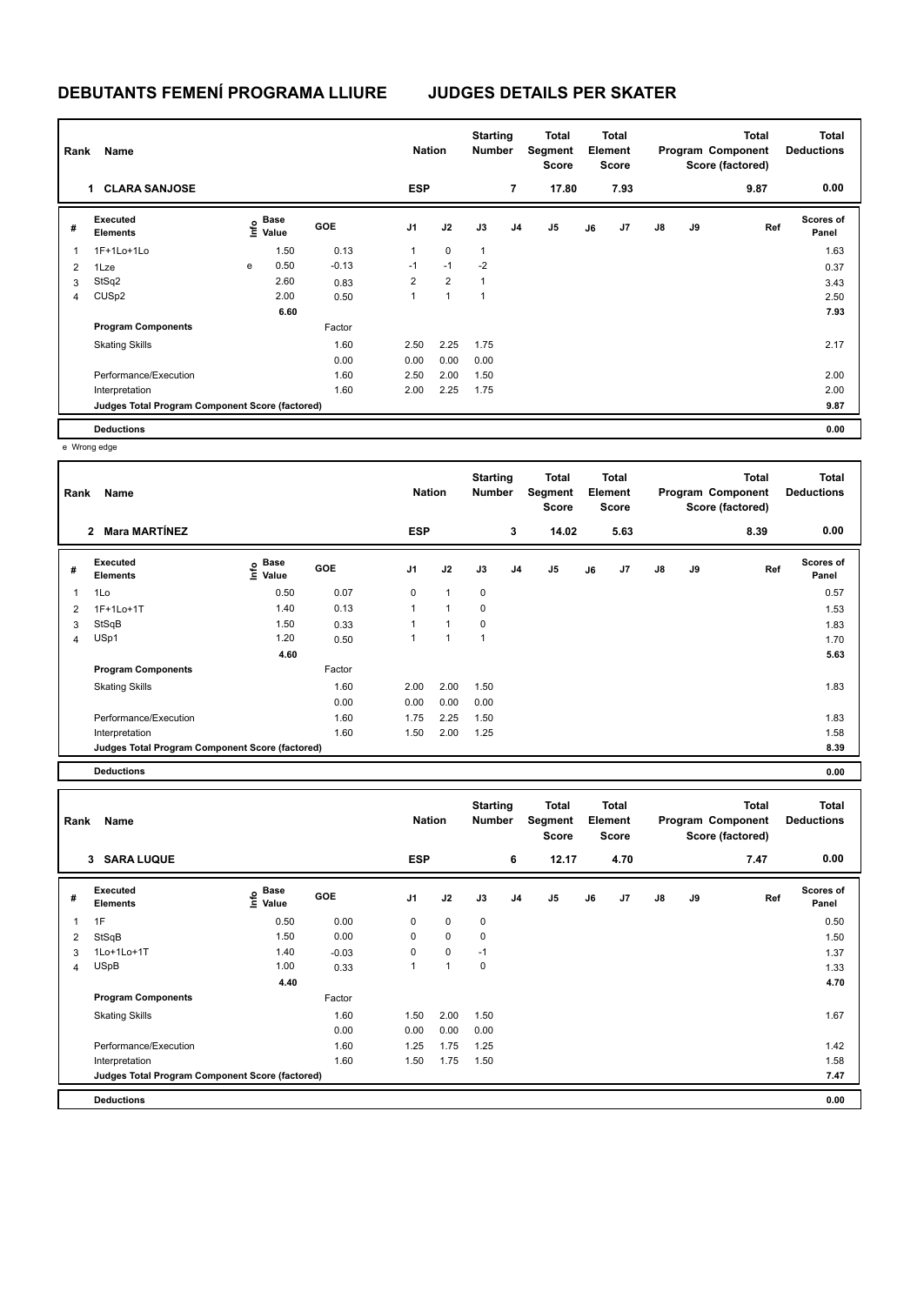# DEBUTANTS FEMENÍ PROGRAMA LLIURE JUDGES DETAILS PER SKATER

| Rank | Name | Nation | Starting Number | Total Segment Score | Total Element Score | Total Program Component Score (factored) | Total Deductions |
|---|---|---|---|---|---|---|---|
| 1 | CLARA SANJOSE | ESP | 7 | 17.80 | 7.93 | 9.87 | 0.00 |

| # | Executed Elements | Info | Base Value | GOE | J1 | J2 | J3 | J4 | J5 | J6 | J7 | J8 | J9 | Ref | Scores of Panel |
|---|---|---|---|---|---|---|---|---|---|---|---|---|---|---|---|
| 1 | 1F+1Lo+1Lo | | 1.50 | 0.13 | 1 | 0 | 1 | | | | | | | | 1.63 |
| 2 | 1Lze | e | 0.50 | -0.13 | -1 | -1 | -2 | | | | | | | | 0.37 |
| 3 | StSq2 | | 2.60 | 0.83 | 2 | 2 | 1 | | | | | | | | 3.43 |
| 4 | CUSp2 | | 2.00 | 0.50 | 1 | 1 | 1 | | | | | | | | 2.50 |
| | | | 6.60 | | | | | | | | | | | | 7.93 |
| | **Program Components** | | | Factor | | | | | | | | | | | |
| | Skating Skills | | | 1.60 | 2.50 | 2.25 | 1.75 | | | | | | | | 2.17 |
| | | | | 0.00 | 0.00 | 0.00 | 0.00 | | | | | | | | |
| | Performance/Execution | | | 1.60 | 2.50 | 2.00 | 1.50 | | | | | | | | 2.00 |
| | Interpretation | | | 1.60 | 2.00 | 2.25 | 1.75 | | | | | | | | 2.00 |
| | **Judges Total Program Component Score (factored)** | | | | | | | | | | | | | | 9.87 |
| | **Deductions** | | | | | | | | | | | | | | 0.00 |

e Wrong edge

| Rank | Name | Nation | Starting Number | Total Segment Score | Total Element Score | Total Program Component Score (factored) | Total Deductions |
|---|---|---|---|---|---|---|---|
| 2 | Mara MARTÍNEZ | ESP | 3 | 14.02 | 5.63 | 8.39 | 0.00 |

| # | Executed Elements | Info | Base Value | GOE | J1 | J2 | J3 | J4 | J5 | J6 | J7 | J8 | J9 | Ref | Scores of Panel |
|---|---|---|---|---|---|---|---|---|---|---|---|---|---|---|---|
| 1 | 1Lo | | 0.50 | 0.07 | 0 | 1 | 0 | | | | | | | | 0.57 |
| 2 | 1F+1Lo+1T | | 1.40 | 0.13 | 1 | 1 | 0 | | | | | | | | 1.53 |
| 3 | StSqB | | 1.50 | 0.33 | 1 | 1 | 0 | | | | | | | | 1.83 |
| 4 | USp1 | | 1.20 | 0.50 | 1 | 1 | 1 | | | | | | | | 1.70 |
| | | | 4.60 | | | | | | | | | | | | 5.63 |
| | **Program Components** | | | Factor | | | | | | | | | | | |
| | Skating Skills | | | 1.60 | 2.00 | 2.00 | 1.50 | | | | | | | | 1.83 |
| | | | | 0.00 | 0.00 | 0.00 | 0.00 | | | | | | | | |
| | Performance/Execution | | | 1.60 | 1.75 | 2.25 | 1.50 | | | | | | | | 1.83 |
| | Interpretation | | | 1.60 | 1.50 | 2.00 | 1.25 | | | | | | | | 1.58 |
| | **Judges Total Program Component Score (factored)** | | | | | | | | | | | | | | 8.39 |
| | **Deductions** | | | | | | | | | | | | | | 0.00 |

| Rank | Name | Nation | Starting Number | Total Segment Score | Total Element Score | Total Program Component Score (factored) | Total Deductions |
|---|---|---|---|---|---|---|---|
| 3 | SARA LUQUE | ESP | 6 | 12.17 | 4.70 | 7.47 | 0.00 |

| # | Executed Elements | Info | Base Value | GOE | J1 | J2 | J3 | J4 | J5 | J6 | J7 | J8 | J9 | Ref | Scores of Panel |
|---|---|---|---|---|---|---|---|---|---|---|---|---|---|---|---|
| 1 | 1F | | 0.50 | 0.00 | 0 | 0 | 0 | | | | | | | | 0.50 |
| 2 | StSqB | | 1.50 | 0.00 | 0 | 0 | 0 | | | | | | | | 1.50 |
| 3 | 1Lo+1Lo+1T | | 1.40 | -0.03 | 0 | 0 | -1 | | | | | | | | 1.37 |
| 4 | USpB | | 1.00 | 0.33 | 1 | 1 | 0 | | | | | | | | 1.33 |
| | | | 4.40 | | | | | | | | | | | | 4.70 |
| | **Program Components** | | | Factor | | | | | | | | | | | |
| | Skating Skills | | | 1.60 | 1.50 | 2.00 | 1.50 | | | | | | | | 1.67 |
| | | | | 0.00 | 0.00 | 0.00 | 0.00 | | | | | | | | |
| | Performance/Execution | | | 1.60 | 1.25 | 1.75 | 1.25 | | | | | | | | 1.42 |
| | Interpretation | | | 1.60 | 1.50 | 1.75 | 1.50 | | | | | | | | 1.58 |
| | **Judges Total Program Component Score (factored)** | | | | | | | | | | | | | | 7.47 |
| | **Deductions** | | | | | | | | | | | | | | 0.00 |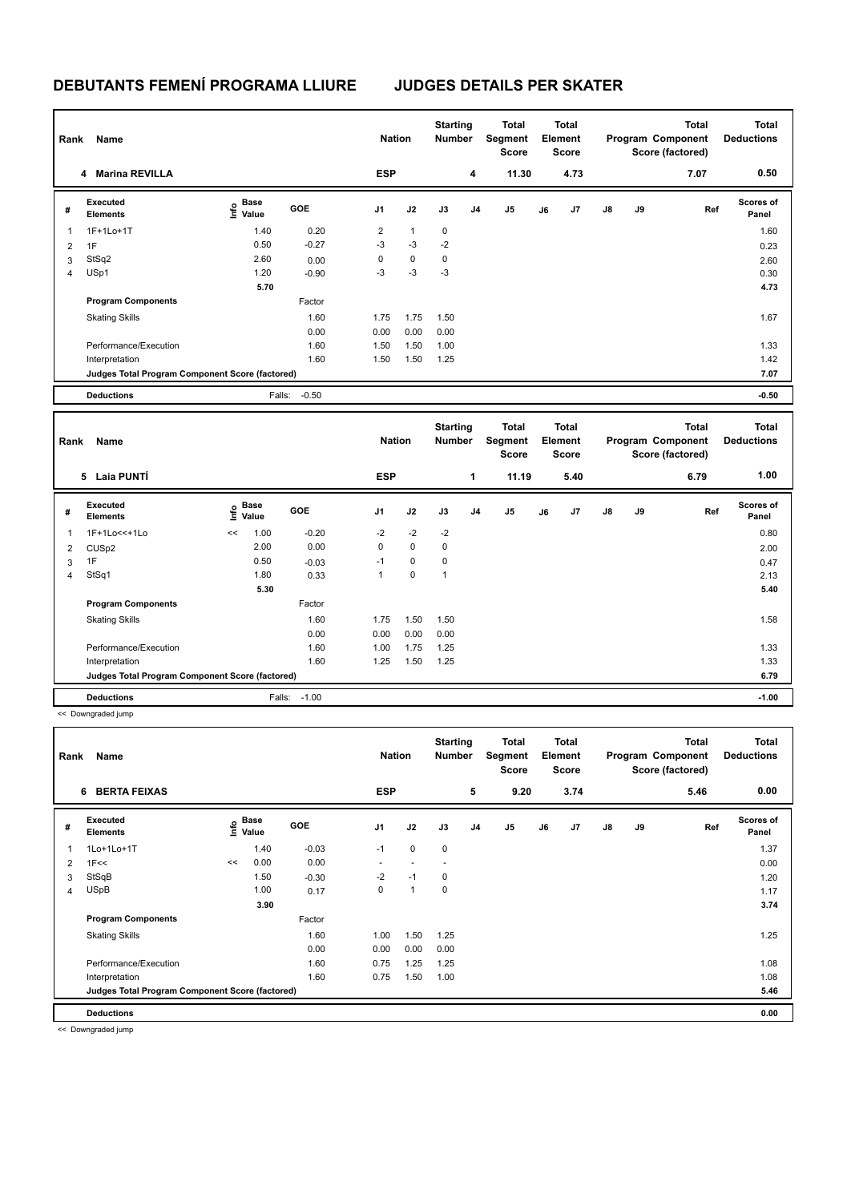# DEBUTANTS FEMENÍ PROGRAMA LLIURE JUDGES DETAILS PER SKATER

| Rank | Name | Nation | Starting Number | Total Segment Score | Total Element Score | Total Program Component Score (factored) | Total Deductions |
|---|---|---|---|---|---|---|---|
| 4 | Marina REVILLA | ESP | 4 | 11.30 | 4.73 | 7.07 | 0.50 |

| # | Executed Elements | Info | Base Value | GOE | J1 | J2 | J3 | J4 | J5 | J6 | J7 | J8 | J9 | Ref | Scores of Panel |
|---|---|---|---|---|---|---|---|---|---|---|---|---|---|---|---|
| 1 | 1F+1Lo+1T | | 1.40 | 0.20 | 2 | 1 | 0 | | | | | | | | 1.60 |
| 2 | 1F | | 0.50 | -0.27 | -3 | -3 | -2 | | | | | | | | 0.23 |
| 3 | StSq2 | | 2.60 | 0.00 | 0 | 0 | 0 | | | | | | | | 2.60 |
| 4 | USp1 | | 1.20 | -0.90 | -3 | -3 | -3 | | | | | | | | 0.30 |
| | | | 5.70 | | | | | | | | | | | | 4.73 |
| | Program Components | | | Factor | | | | | | | | | | | |
| | Skating Skills | | | 1.60 | 1.75 | 1.75 | 1.50 | | | | | | | | 1.67 |
| | | | | 0.00 | 0.00 | 0.00 | 0.00 | | | | | | | | |
| | Performance/Execution | | | 1.60 | 1.50 | 1.50 | 1.00 | | | | | | | | 1.33 |
| | Interpretation | | | 1.60 | 1.50 | 1.50 | 1.25 | | | | | | | | 1.42 |
| | Judges Total Program Component Score (factored) | | | | | | | | | | | | | | 7.07 |
| | Deductions | | Falls: | -0.50 | | | | | | | | | | | -0.50 |

| Rank | Name | Nation | Starting Number | Total Segment Score | Total Element Score | Total Program Component Score (factored) | Total Deductions |
|---|---|---|---|---|---|---|---|
| 5 | Laia PUNTÍ | ESP | 1 | 11.19 | 5.40 | 6.79 | 1.00 |

| # | Executed Elements | Info | Base Value | GOE | J1 | J2 | J3 | J4 | J5 | J6 | J7 | J8 | J9 | Ref | Scores of Panel |
|---|---|---|---|---|---|---|---|---|---|---|---|---|---|---|---|
| 1 | 1F+1Lo<<+1Lo | << | 1.00 | -0.20 | -2 | -2 | -2 | | | | | | | | 0.80 |
| 2 | CUSp2 | | 2.00 | 0.00 | 0 | 0 | 0 | | | | | | | | 2.00 |
| 3 | 1F | | 0.50 | -0.03 | -1 | 0 | 0 | | | | | | | | 0.47 |
| 4 | StSq1 | | 1.80 | 0.33 | 1 | 0 | 1 | | | | | | | | 2.13 |
| | | | 5.30 | | | | | | | | | | | | 5.40 |
| | Program Components | | | Factor | | | | | | | | | | | |
| | Skating Skills | | | 1.60 | 1.75 | 1.50 | 1.50 | | | | | | | | 1.58 |
| | | | | 0.00 | 0.00 | 0.00 | 0.00 | | | | | | | | |
| | Performance/Execution | | | 1.60 | 1.00 | 1.75 | 1.25 | | | | | | | | 1.33 |
| | Interpretation | | | 1.60 | 1.25 | 1.50 | 1.25 | | | | | | | | 1.33 |
| | Judges Total Program Component Score (factored) | | | | | | | | | | | | | | 6.79 |
| | Deductions | | Falls: | -1.00 | | | | | | | | | | | -1.00 |

<< Downgraded jump

| Rank | Name | Nation | Starting Number | Total Segment Score | Total Element Score | Total Program Component Score (factored) | Total Deductions |
|---|---|---|---|---|---|---|---|
| 6 | BERTA FEIXAS | ESP | 5 | 9.20 | 3.74 | 5.46 | 0.00 |

| # | Executed Elements | Info | Base Value | GOE | J1 | J2 | J3 | J4 | J5 | J6 | J7 | J8 | J9 | Ref | Scores of Panel |
|---|---|---|---|---|---|---|---|---|---|---|---|---|---|---|---|
| 1 | 1Lo+1Lo+1T | | 1.40 | -0.03 | -1 | 0 | 0 | | | | | | | | 1.37 |
| 2 | 1F<< | << | 0.00 | 0.00 | - | - | - | | | | | | | | 0.00 |
| 3 | StSqB | | 1.50 | -0.30 | -2 | -1 | 0 | | | | | | | | 1.20 |
| 4 | USpB | | 1.00 | 0.17 | 0 | 1 | 0 | | | | | | | | 1.17 |
| | | | 3.90 | | | | | | | | | | | | 3.74 |
| | Program Components | | | Factor | | | | | | | | | | | |
| | Skating Skills | | | 1.60 | 1.00 | 1.50 | 1.25 | | | | | | | | 1.25 |
| | | | | 0.00 | 0.00 | 0.00 | 0.00 | | | | | | | | |
| | Performance/Execution | | | 1.60 | 0.75 | 1.25 | 1.25 | | | | | | | | 1.08 |
| | Interpretation | | | 1.60 | 0.75 | 1.50 | 1.00 | | | | | | | | 1.08 |
| | Judges Total Program Component Score (factored) | | | | | | | | | | | | | | 5.46 |
| | Deductions | | | | | | | | | | | | | | 0.00 |

<< Downgraded jump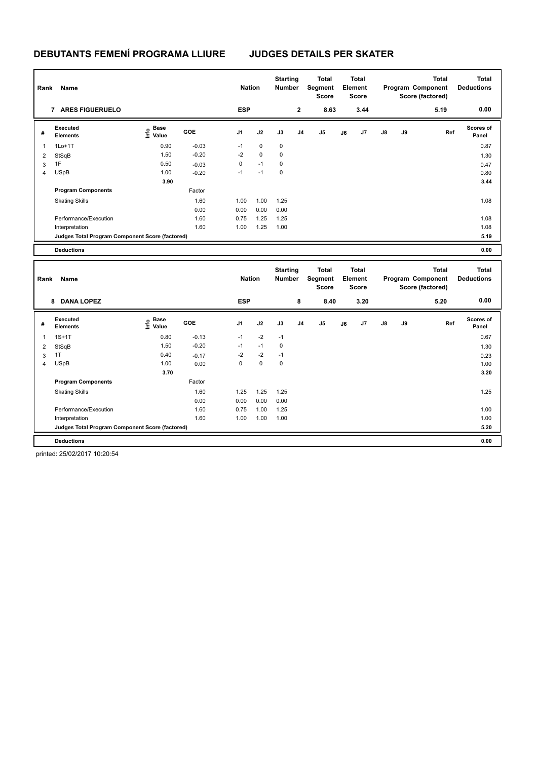# DEBUTANTS FEMENÍ PROGRAMA LLIURE JUDGES DETAILS PER SKATER

| Rank | Name | Nation | Starting Number | Total Segment Score | Total Element Score | Total Program Component Score (factored) | Total Deductions |
|---|---|---|---|---|---|---|---|
| 7 | ARES FIGUERUELO | ESP | 2 | 8.63 | 3.44 | 5.19 | 0.00 |

| # | Executed Elements | Info | Base Value | GOE | J1 | J2 | J3 | J4 | J5 | J6 | J7 | J8 | J9 | Ref | Scores of Panel |
|---|---|---|---|---|---|---|---|---|---|---|---|---|---|---|---|
| 1 | 1Lo+1T | | 0.90 | -0.03 | -1 | 0 | 0 | | | | | | | | 0.87 |
| 2 | StSqB | | 1.50 | -0.20 | -2 | 0 | 0 | | | | | | | | 1.30 |
| 3 | 1F | | 0.50 | -0.03 | 0 | -1 | 0 | | | | | | | | 0.47 |
| 4 | USpB | | 1.00 | -0.20 | -1 | -1 | 0 | | | | | | | | 0.80 |
| | | | 3.90 | | | | | | | | | | | | 3.44 |
| | **Program Components** | | | Factor | | | | | | | | | | | |
| | Skating Skills | | | 1.60 | 1.00 | 1.00 | 1.25 | | | | | | | | 1.08 |
| | | | | 0.00 | 0.00 | 0.00 | 0.00 | | | | | | | | |
| | Performance/Execution | | | 1.60 | 0.75 | 1.25 | 1.25 | | | | | | | | 1.08 |
| | Interpretation | | | 1.60 | 1.00 | 1.25 | 1.00 | | | | | | | | 1.08 |
| | **Judges Total Program Component Score (factored)** | | | | | | | | | | | | | | 5.19 |
| | **Deductions** | | | | | | | | | | | | | | 0.00 |

| Rank | Name | Nation | Starting Number | Total Segment Score | Total Element Score | Total Program Component Score (factored) | Total Deductions |
|---|---|---|---|---|---|---|---|
| 8 | DANA LOPEZ | ESP | 8 | 8.40 | 3.20 | 5.20 | 0.00 |

| # | Executed Elements | Info | Base Value | GOE | J1 | J2 | J3 | J4 | J5 | J6 | J7 | J8 | J9 | Ref | Scores of Panel |
|---|---|---|---|---|---|---|---|---|---|---|---|---|---|---|---|
| 1 | 1S+1T | | 0.80 | -0.13 | -1 | -2 | -1 | | | | | | | | 0.67 |
| 2 | StSqB | | 1.50 | -0.20 | -1 | -1 | 0 | | | | | | | | 1.30 |
| 3 | 1T | | 0.40 | -0.17 | -2 | -2 | -1 | | | | | | | | 0.23 |
| 4 | USpB | | 1.00 | 0.00 | 0 | 0 | 0 | | | | | | | | 1.00 |
| | | | 3.70 | | | | | | | | | | | | 3.20 |
| | **Program Components** | | | Factor | | | | | | | | | | | |
| | Skating Skills | | | 1.60 | 1.25 | 1.25 | 1.25 | | | | | | | | 1.25 |
| | | | | 0.00 | 0.00 | 0.00 | 0.00 | | | | | | | | |
| | Performance/Execution | | | 1.60 | 0.75 | 1.00 | 1.25 | | | | | | | | 1.00 |
| | Interpretation | | | 1.60 | 1.00 | 1.00 | 1.00 | | | | | | | | 1.00 |
| | **Judges Total Program Component Score (factored)** | | | | | | | | | | | | | | 5.20 |
| | **Deductions** | | | | | | | | | | | | | | 0.00 |

printed: 25/02/2017 10:20:54